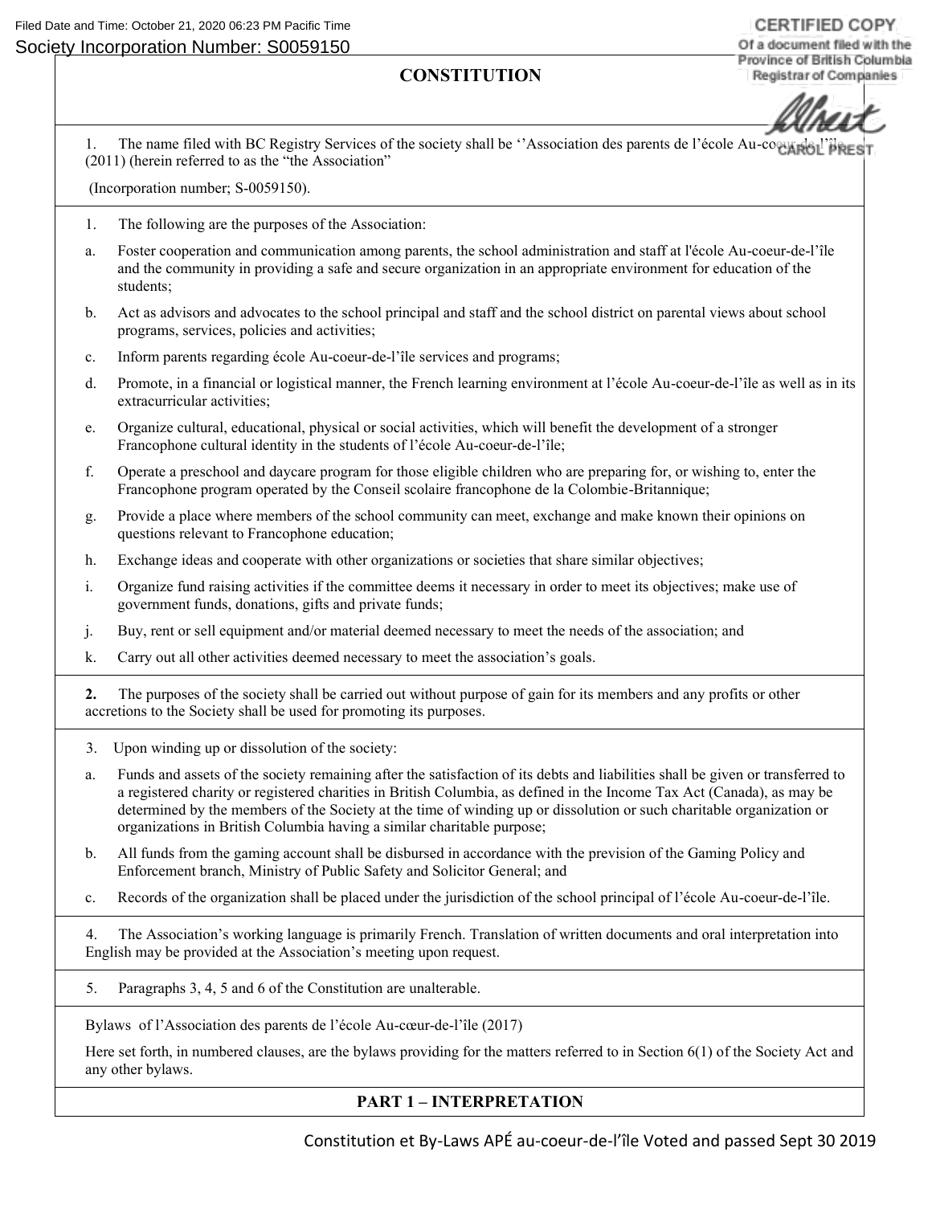Filed Date and Time: October 21, 2020 06:23 PM Pacific Time

Society Incorporation Number: S0059150

CERTIFIED COPY
Of a document filed with the Province of British Columbia Registrar of Companies

CAROL PREST

# CONSTITUTION

1. The name filed with BC Registry Services of the society shall be ''Association des parents de l'école Au-coeur-de-l'île (2011) (herein referred to as the "the Association"

(Incorporation number; S-0059150).

1. The following are the purposes of the Association:

a. Foster cooperation and communication among parents, the school administration and staff at l'école Au-coeur-de-l'île and the community in providing a safe and secure organization in an appropriate environment for education of the students;

b. Act as advisors and advocates to the school principal and staff and the school district on parental views about school programs, services, policies and activities;

c. Inform parents regarding école Au-coeur-de-l'île services and programs;

d. Promote, in a financial or logistical manner, the French learning environment at l'école Au-coeur-de-l'île as well as in its extracurricular activities;

e. Organize cultural, educational, physical or social activities, which will benefit the development of a stronger Francophone cultural identity in the students of l'école Au-coeur-de-l'île;

f. Operate a preschool and daycare program for those eligible children who are preparing for, or wishing to, enter the Francophone program operated by the Conseil scolaire francophone de la Colombie-Britannique;

g. Provide a place where members of the school community can meet, exchange and make known their opinions on questions relevant to Francophone education;

h. Exchange ideas and cooperate with other organizations or societies that share similar objectives;

i. Organize fund raising activities if the committee deems it necessary in order to meet its objectives; make use of government funds, donations, gifts and private funds;

j. Buy, rent or sell equipment and/or material deemed necessary to meet the needs of the association; and

k. Carry out all other activities deemed necessary to meet the association's goals.

**2.** The purposes of the society shall be carried out without purpose of gain for its members and any profits or other accretions to the Society shall be used for promoting its purposes.

3. Upon winding up or dissolution of the society:

a. Funds and assets of the society remaining after the satisfaction of its debts and liabilities shall be given or transferred to a registered charity or registered charities in British Columbia, as defined in the Income Tax Act (Canada), as may be determined by the members of the Society at the time of winding up or dissolution or such charitable organization or organizations in British Columbia having a similar charitable purpose;

b. All funds from the gaming account shall be disbursed in accordance with the prevision of the Gaming Policy and Enforcement branch, Ministry of Public Safety and Solicitor General; and

c. Records of the organization shall be placed under the jurisdiction of the school principal of l'école Au-coeur-de-l'île.

4. The Association's working language is primarily French. Translation of written documents and oral interpretation into English may be provided at the Association's meeting upon request.

5. Paragraphs 3, 4, 5 and 6 of the Constitution are unalterable.

Bylaws of l'Association des parents de l'école Au-cœur-de-l'île (2017)

Here set forth, in numbered clauses, are the bylaws providing for the matters referred to in Section 6(1) of the Society Act and any other bylaws.

## PART 1 – INTERPRETATION

Constitution et By-Laws APÉ au-coeur-de-l'île Voted and passed Sept 30 2019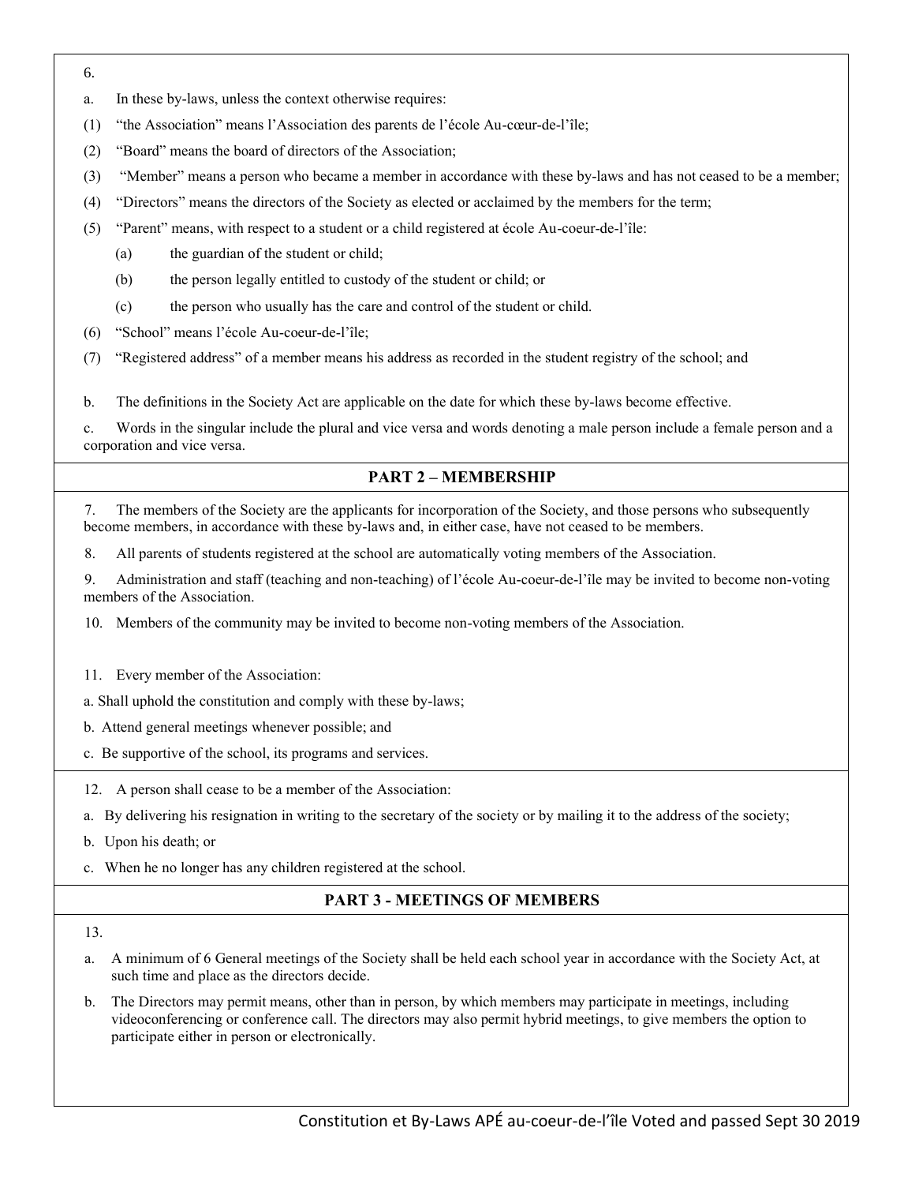6.

a. In these by-laws, unless the context otherwise requires:

(1) “the Association” means l’Association des parents de l’école Au-cœur-de-l’île;

(2) “Board” means the board of directors of the Association;

(3) “Member” means a person who became a member in accordance with these by-laws and has not ceased to be a member;

(4) “Directors” means the directors of the Society as elected or acclaimed by the members for the term;

(5) “Parent” means, with respect to a student or a child registered at école Au-coeur-de-l’île:

- (a) the guardian of the student or child;
- (b) the person legally entitled to custody of the student or child; or
- (c) the person who usually has the care and control of the student or child.

(6) “School” means l’école Au-coeur-de-l’île;

(7) “Registered address” of a member means his address as recorded in the student registry of the school; and

b. The definitions in the Society Act are applicable on the date for which these by-laws become effective.

c. Words in the singular include the plural and vice versa and words denoting a male person include a female person and a corporation and vice versa.

## PART 2 – MEMBERSHIP

7. The members of the Society are the applicants for incorporation of the Society, and those persons who subsequently become members, in accordance with these by-laws and, in either case, have not ceased to be members.

8. All parents of students registered at the school are automatically voting members of the Association.

9. Administration and staff (teaching and non-teaching) of l’école Au-coeur-de-l’île may be invited to become non-voting members of the Association.

10. Members of the community may be invited to become non-voting members of the Association.

11. Every member of the Association:

a. Shall uphold the constitution and comply with these by-laws;

b. Attend general meetings whenever possible; and

c. Be supportive of the school, its programs and services.

12. A person shall cease to be a member of the Association:

a. By delivering his resignation in writing to the secretary of the society or by mailing it to the address of the society;

b. Upon his death; or

c. When he no longer has any children registered at the school.

## PART 3 - MEETINGS OF MEMBERS

13.

a. A minimum of 6 General meetings of the Society shall be held each school year in accordance with the Society Act, at such time and place as the directors decide.

b. The Directors may permit means, other than in person, by which members may participate in meetings, including videoconferencing or conference call. The directors may also permit hybrid meetings, to give members the option to participate either in person or electronically.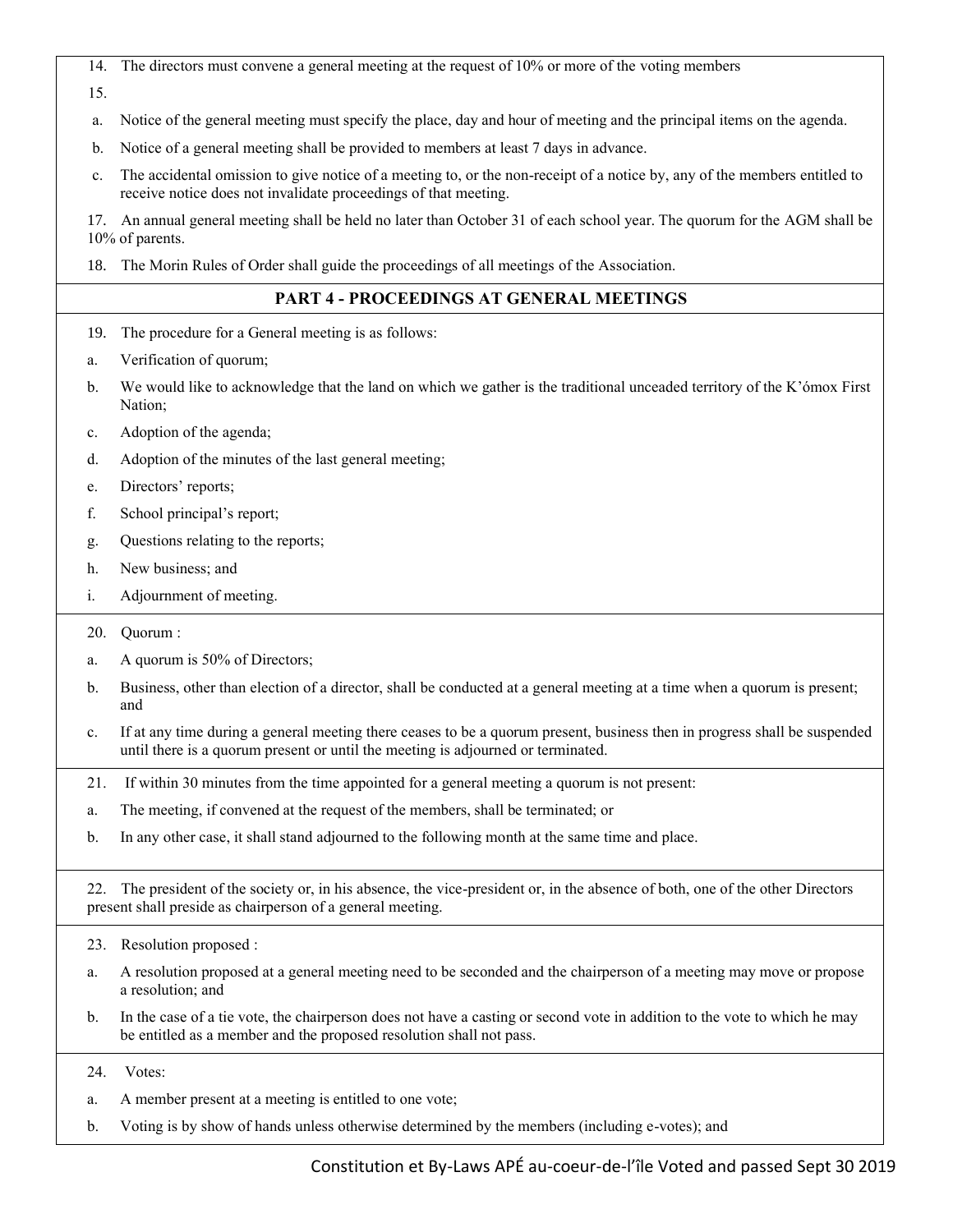14. The directors must convene a general meeting at the request of 10% or more of the voting members

15.

a. Notice of the general meeting must specify the place, day and hour of meeting and the principal items on the agenda.

b. Notice of a general meeting shall be provided to members at least 7 days in advance.

c. The accidental omission to give notice of a meeting to, or the non-receipt of a notice by, any of the members entitled to receive notice does not invalidate proceedings of that meeting.

17. An annual general meeting shall be held no later than October 31 of each school year. The quorum for the AGM shall be 10% of parents.

18. The Morin Rules of Order shall guide the proceedings of all meetings of the Association.

## PART 4 - PROCEEDINGS AT GENERAL MEETINGS

19. The procedure for a General meeting is as follows:

a. Verification of quorum;

b. We would like to acknowledge that the land on which we gather is the traditional unceaded territory of the K'ómox First Nation;

c. Adoption of the agenda;

d. Adoption of the minutes of the last general meeting;

e. Directors' reports;

f. School principal's report;

g. Questions relating to the reports;

h. New business; and

i. Adjournment of meeting.

20. Quorum :

a. A quorum is 50% of Directors;

b. Business, other than election of a director, shall be conducted at a general meeting at a time when a quorum is present; and

c. If at any time during a general meeting there ceases to be a quorum present, business then in progress shall be suspended until there is a quorum present or until the meeting is adjourned or terminated.

21. If within 30 minutes from the time appointed for a general meeting a quorum is not present:

a. The meeting, if convened at the request of the members, shall be terminated; or

b. In any other case, it shall stand adjourned to the following month at the same time and place.

22. The president of the society or, in his absence, the vice-president or, in the absence of both, one of the other Directors present shall preside as chairperson of a general meeting.

23. Resolution proposed :

a. A resolution proposed at a general meeting need to be seconded and the chairperson of a meeting may move or propose a resolution; and

b. In the case of a tie vote, the chairperson does not have a casting or second vote in addition to the vote to which he may be entitled as a member and the proposed resolution shall not pass.

24. Votes:

a. A member present at a meeting is entitled to one vote;

b. Voting is by show of hands unless otherwise determined by the members (including e-votes); and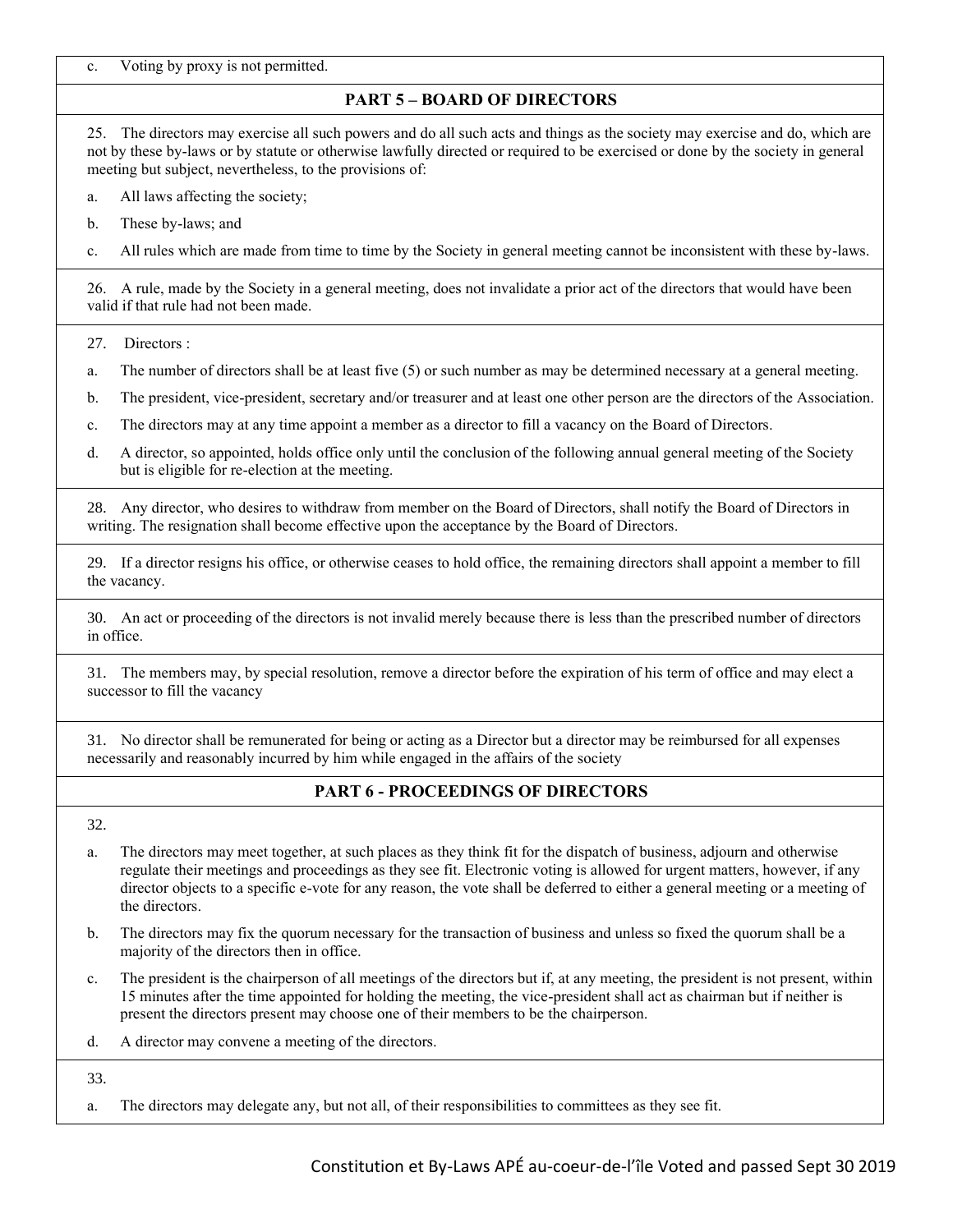c. Voting by proxy is not permitted.

## PART 5 – BOARD OF DIRECTORS

25. The directors may exercise all such powers and do all such acts and things as the society may exercise and do, which are not by these by-laws or by statute or otherwise lawfully directed or required to be exercised or done by the society in general meeting but subject, nevertheless, to the provisions of:

a. All laws affecting the society;

b. These by-laws; and

c. All rules which are made from time to time by the Society in general meeting cannot be inconsistent with these by-laws.

26. A rule, made by the Society in a general meeting, does not invalidate a prior act of the directors that would have been valid if that rule had not been made.

27. Directors :

a. The number of directors shall be at least five (5) or such number as may be determined necessary at a general meeting.

b. The president, vice-president, secretary and/or treasurer and at least one other person are the directors of the Association.

c. The directors may at any time appoint a member as a director to fill a vacancy on the Board of Directors.

d. A director, so appointed, holds office only until the conclusion of the following annual general meeting of the Society but is eligible for re-election at the meeting.

28. Any director, who desires to withdraw from member on the Board of Directors, shall notify the Board of Directors in writing. The resignation shall become effective upon the acceptance by the Board of Directors.

29. If a director resigns his office, or otherwise ceases to hold office, the remaining directors shall appoint a member to fill the vacancy.

30. An act or proceeding of the directors is not invalid merely because there is less than the prescribed number of directors in office.

31. The members may, by special resolution, remove a director before the expiration of his term of office and may elect a successor to fill the vacancy

31. No director shall be remunerated for being or acting as a Director but a director may be reimbursed for all expenses necessarily and reasonably incurred by him while engaged in the affairs of the society

## PART 6 - PROCEEDINGS OF DIRECTORS

32.

a. The directors may meet together, at such places as they think fit for the dispatch of business, adjourn and otherwise regulate their meetings and proceedings as they see fit. Electronic voting is allowed for urgent matters, however, if any director objects to a specific e-vote for any reason, the vote shall be deferred to either a general meeting or a meeting of the directors.

b. The directors may fix the quorum necessary for the transaction of business and unless so fixed the quorum shall be a majority of the directors then in office.

c. The president is the chairperson of all meetings of the directors but if, at any meeting, the president is not present, within 15 minutes after the time appointed for holding the meeting, the vice-president shall act as chairman but if neither is present the directors present may choose one of their members to be the chairperson.

d. A director may convene a meeting of the directors.

33.

a. The directors may delegate any, but not all, of their responsibilities to committees as they see fit.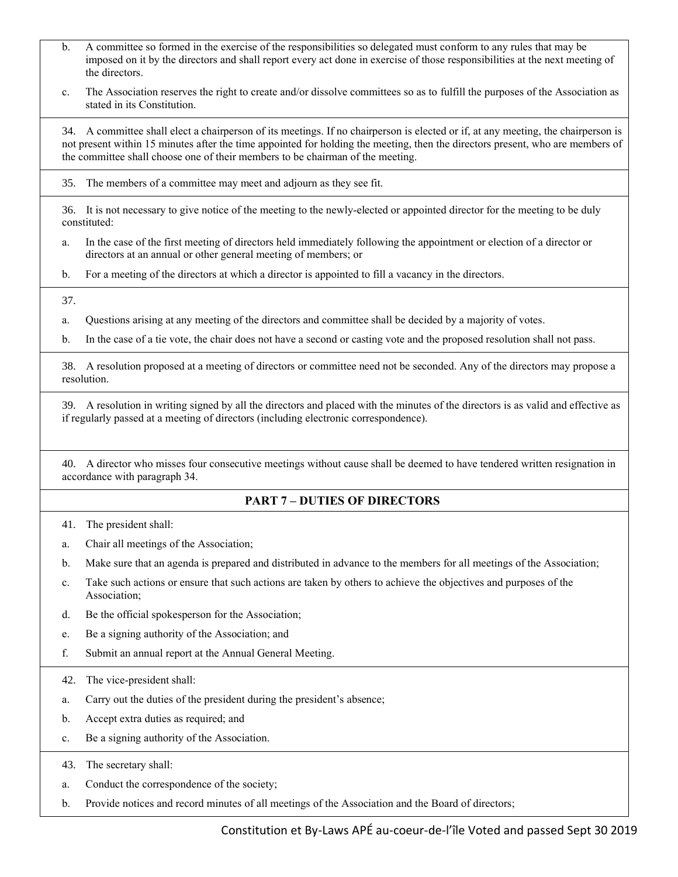b. A committee so formed in the exercise of the responsibilities so delegated must conform to any rules that may be imposed on it by the directors and shall report every act done in exercise of those responsibilities at the next meeting of the directors.

c. The Association reserves the right to create and/or dissolve committees so as to fulfill the purposes of the Association as stated in its Constitution.

34. A committee shall elect a chairperson of its meetings. If no chairperson is elected or if, at any meeting, the chairperson is not present within 15 minutes after the time appointed for holding the meeting, then the directors present, who are members of the committee shall choose one of their members to be chairman of the meeting.

35. The members of a committee may meet and adjourn as they see fit.

36. It is not necessary to give notice of the meeting to the newly-elected or appointed director for the meeting to be duly constituted:

a. In the case of the first meeting of directors held immediately following the appointment or election of a director or directors at an annual or other general meeting of members; or

b. For a meeting of the directors at which a director is appointed to fill a vacancy in the directors.

37.

a. Questions arising at any meeting of the directors and committee shall be decided by a majority of votes.

b. In the case of a tie vote, the chair does not have a second or casting vote and the proposed resolution shall not pass.

38. A resolution proposed at a meeting of directors or committee need not be seconded. Any of the directors may propose a resolution.

39. A resolution in writing signed by all the directors and placed with the minutes of the directors is as valid and effective as if regularly passed at a meeting of directors (including electronic correspondence).

40. A director who misses four consecutive meetings without cause shall be deemed to have tendered written resignation in accordance with paragraph 34.

## PART 7 – DUTIES OF DIRECTORS

41. The president shall:

a. Chair all meetings of the Association;

b. Make sure that an agenda is prepared and distributed in advance to the members for all meetings of the Association;

c. Take such actions or ensure that such actions are taken by others to achieve the objectives and purposes of the Association;

d. Be the official spokesperson for the Association;

e. Be a signing authority of the Association; and

f. Submit an annual report at the Annual General Meeting.

42. The vice-president shall:

a. Carry out the duties of the president during the president's absence;

b. Accept extra duties as required; and

c. Be a signing authority of the Association.

43. The secretary shall:

a. Conduct the correspondence of the society;

b. Provide notices and record minutes of all meetings of the Association and the Board of directors;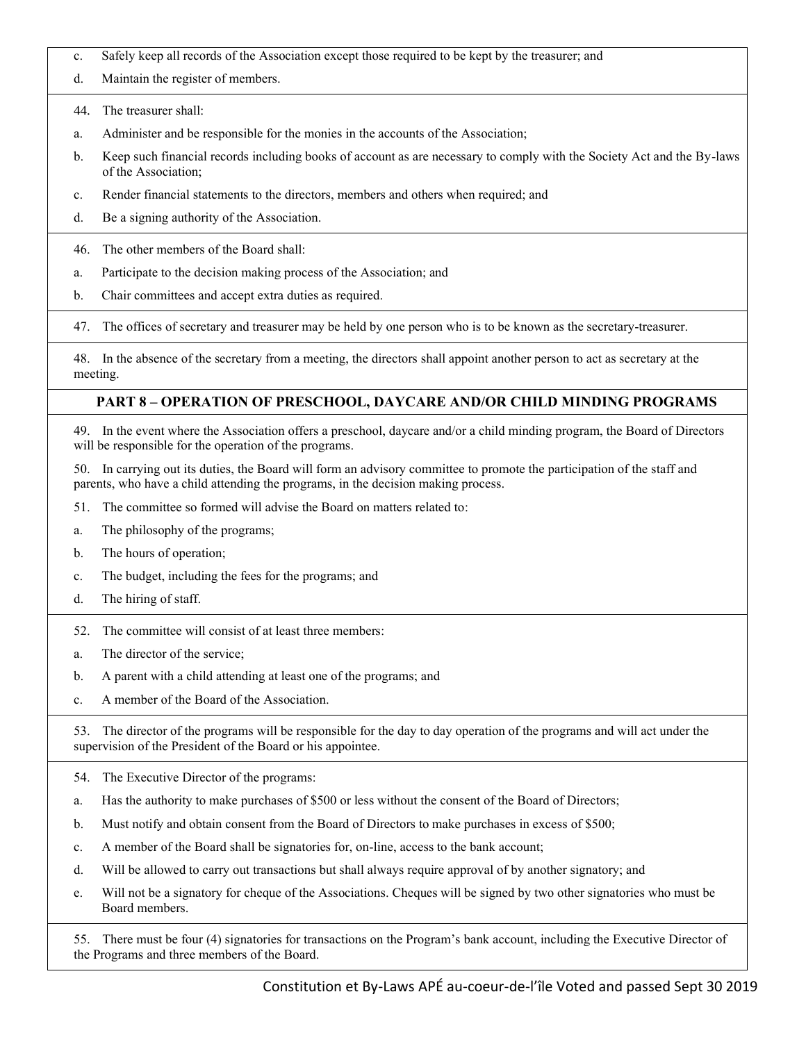c. Safely keep all records of the Association except those required to be kept by the treasurer; and

d. Maintain the register of members.

44. The treasurer shall:

a. Administer and be responsible for the monies in the accounts of the Association;

b. Keep such financial records including books of account as are necessary to comply with the Society Act and the By-laws of the Association;

c. Render financial statements to the directors, members and others when required; and

d. Be a signing authority of the Association.

46. The other members of the Board shall:

a. Participate to the decision making process of the Association; and

b. Chair committees and accept extra duties as required.

47. The offices of secretary and treasurer may be held by one person who is to be known as the secretary-treasurer.

48. In the absence of the secretary from a meeting, the directors shall appoint another person to act as secretary at the meeting.

## PART 8 – OPERATION OF PRESCHOOL, DAYCARE AND/OR CHILD MINDING PROGRAMS

49. In the event where the Association offers a preschool, daycare and/or a child minding program, the Board of Directors will be responsible for the operation of the programs.

50. In carrying out its duties, the Board will form an advisory committee to promote the participation of the staff and parents, who have a child attending the programs, in the decision making process.

51. The committee so formed will advise the Board on matters related to:

a. The philosophy of the programs;

b. The hours of operation;

c. The budget, including the fees for the programs; and

d. The hiring of staff.

52. The committee will consist of at least three members:

a. The director of the service;

b. A parent with a child attending at least one of the programs; and

c. A member of the Board of the Association.

53. The director of the programs will be responsible for the day to day operation of the programs and will act under the supervision of the President of the Board or his appointee.

54. The Executive Director of the programs:

a. Has the authority to make purchases of $500 or less without the consent of the Board of Directors;

b. Must notify and obtain consent from the Board of Directors to make purchases in excess of $500;

c. A member of the Board shall be signatories for, on-line, access to the bank account;

d. Will be allowed to carry out transactions but shall always require approval of by another signatory; and

e. Will not be a signatory for cheque of the Associations. Cheques will be signed by two other signatories who must be Board members.

55. There must be four (4) signatories for transactions on the Program's bank account, including the Executive Director of the Programs and three members of the Board.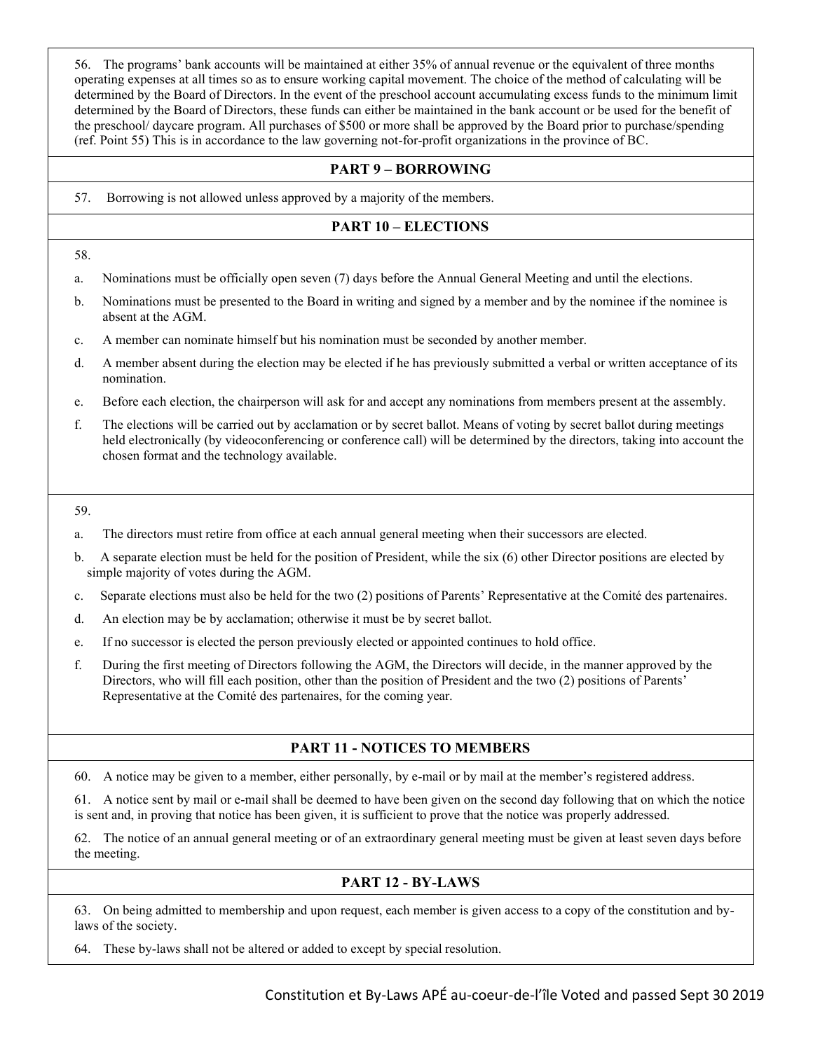56. The programs' bank accounts will be maintained at either 35% of annual revenue or the equivalent of three months operating expenses at all times so as to ensure working capital movement. The choice of the method of calculating will be determined by the Board of Directors. In the event of the preschool account accumulating excess funds to the minimum limit determined by the Board of Directors, these funds can either be maintained in the bank account or be used for the benefit of the preschool/ daycare program. All purchases of $500 or more shall be approved by the Board prior to purchase/spending (ref. Point 55) This is in accordance to the law governing not-for-profit organizations in the province of BC.

## PART 9 – BORROWING

57. Borrowing is not allowed unless approved by a majority of the members.

## PART 10 – ELECTIONS

58.

a. Nominations must be officially open seven (7) days before the Annual General Meeting and until the elections.

b. Nominations must be presented to the Board in writing and signed by a member and by the nominee if the nominee is absent at the AGM.

c. A member can nominate himself but his nomination must be seconded by another member.

d. A member absent during the election may be elected if he has previously submitted a verbal or written acceptance of its nomination.

e. Before each election, the chairperson will ask for and accept any nominations from members present at the assembly.

f. The elections will be carried out by acclamation or by secret ballot. Means of voting by secret ballot during meetings held electronically (by videoconferencing or conference call) will be determined by the directors, taking into account the chosen format and the technology available.

59.

a. The directors must retire from office at each annual general meeting when their successors are elected.

b. A separate election must be held for the position of President, while the six (6) other Director positions are elected by simple majority of votes during the AGM.

c. Separate elections must also be held for the two (2) positions of Parents' Representative at the Comité des partenaires.

d. An election may be by acclamation; otherwise it must be by secret ballot.

e. If no successor is elected the person previously elected or appointed continues to hold office.

f. During the first meeting of Directors following the AGM, the Directors will decide, in the manner approved by the Directors, who will fill each position, other than the position of President and the two (2) positions of Parents' Representative at the Comité des partenaires, for the coming year.

## PART 11 - NOTICES TO MEMBERS

60. A notice may be given to a member, either personally, by e-mail or by mail at the member's registered address.

61. A notice sent by mail or e-mail shall be deemed to have been given on the second day following that on which the notice is sent and, in proving that notice has been given, it is sufficient to prove that the notice was properly addressed.

62. The notice of an annual general meeting or of an extraordinary general meeting must be given at least seven days before the meeting.

## PART 12 - BY-LAWS

63. On being admitted to membership and upon request, each member is given access to a copy of the constitution and by-laws of the society.

64. These by-laws shall not be altered or added to except by special resolution.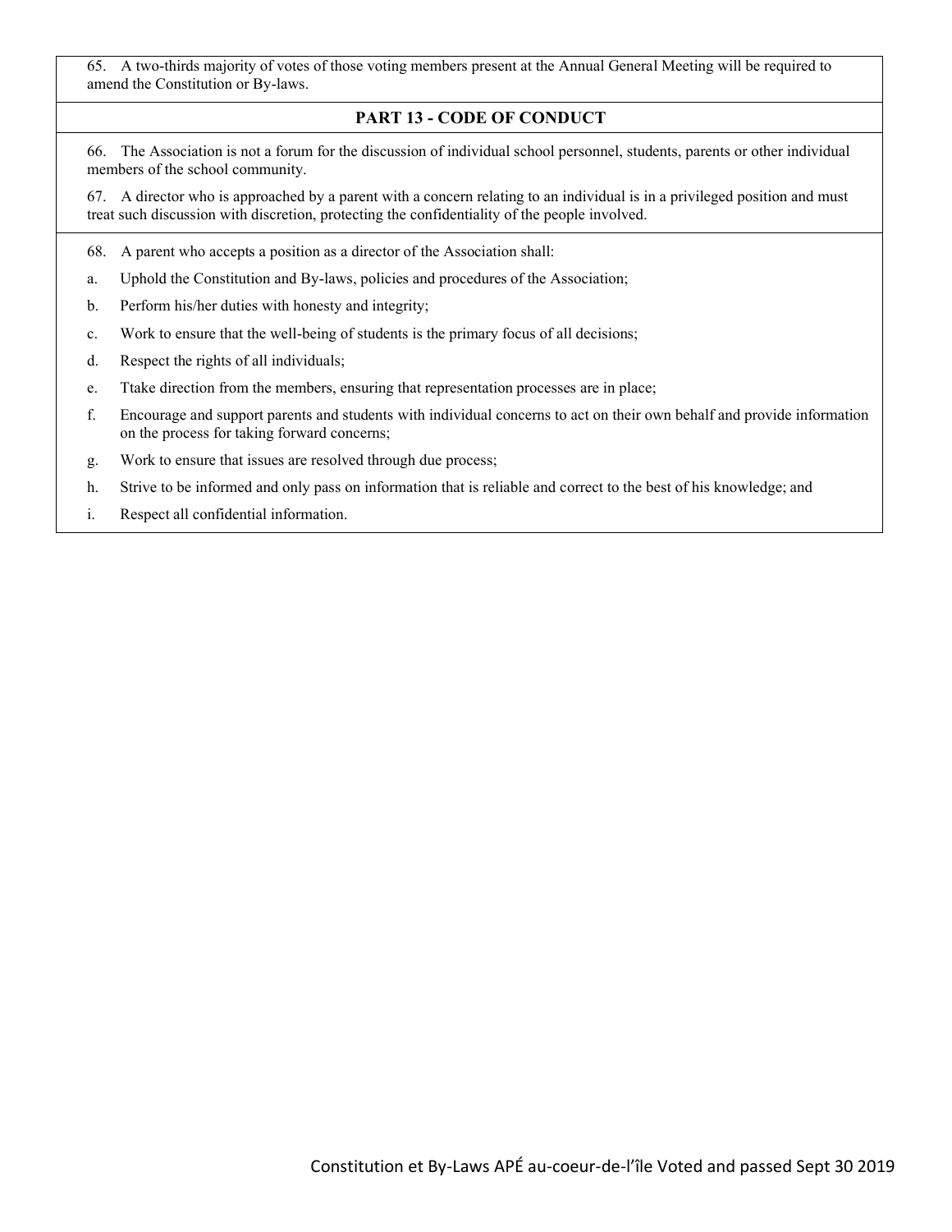65. A two-thirds majority of votes of those voting members present at the Annual General Meeting will be required to amend the Constitution or By-laws.

## PART 13 - CODE OF CONDUCT

66. The Association is not a forum for the discussion of individual school personnel, students, parents or other individual members of the school community.

67. A director who is approached by a parent with a concern relating to an individual is in a privileged position and must treat such discussion with discretion, protecting the confidentiality of the people involved.

68. A parent who accepts a position as a director of the Association shall:

a. Uphold the Constitution and By-laws, policies and procedures of the Association;

b. Perform his/her duties with honesty and integrity;

c. Work to ensure that the well-being of students is the primary focus of all decisions;

d. Respect the rights of all individuals;

e. Ttake direction from the members, ensuring that representation processes are in place;

f. Encourage and support parents and students with individual concerns to act on their own behalf and provide information on the process for taking forward concerns;

g. Work to ensure that issues are resolved through due process;

h. Strive to be informed and only pass on information that is reliable and correct to the best of his knowledge; and

i. Respect all confidential information.